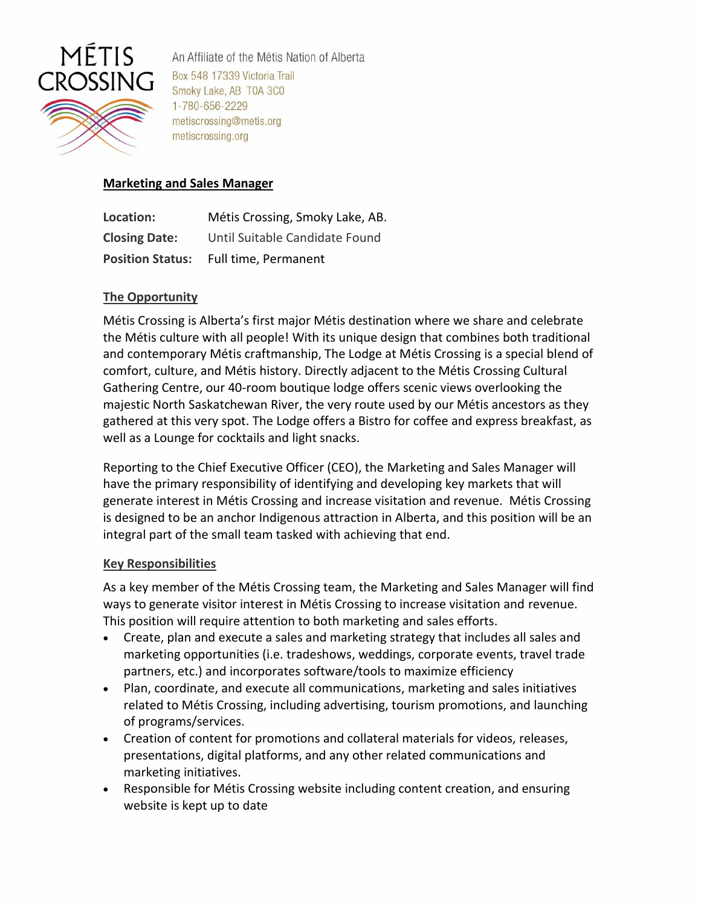MÉTIS CROSSING

An Affiliate of the Métis Nation of Alberta
Box 548 17339 Victoria Trail
Smoky Lake, AB T0A 3C0
1-780-656-2229
metiscrossing@metis.org
metiscrossing.org

## Marketing and Sales Manager

| | |
|---|---|
| **Location:** | Métis Crossing, Smoky Lake, AB. |
| **Closing Date:** | Until Suitable Candidate Found |
| **Position Status:** | Full time, Permanent |

### The Opportunity

Métis Crossing is Alberta's first major Métis destination where we share and celebrate the Métis culture with all people! With its unique design that combines both traditional and contemporary Métis craftmanship, The Lodge at Métis Crossing is a special blend of comfort, culture, and Métis history. Directly adjacent to the Métis Crossing Cultural Gathering Centre, our 40-room boutique lodge offers scenic views overlooking the majestic North Saskatchewan River, the very route used by our Métis ancestors as they gathered at this very spot. The Lodge offers a Bistro for coffee and express breakfast, as well as a Lounge for cocktails and light snacks.

Reporting to the Chief Executive Officer (CEO), the Marketing and Sales Manager will have the primary responsibility of identifying and developing key markets that will generate interest in Métis Crossing and increase visitation and revenue. Métis Crossing is designed to be an anchor Indigenous attraction in Alberta, and this position will be an integral part of the small team tasked with achieving that end.

### Key Responsibilities

As a key member of the Métis Crossing team, the Marketing and Sales Manager will find ways to generate visitor interest in Métis Crossing to increase visitation and revenue. This position will require attention to both marketing and sales efforts.

- Create, plan and execute a sales and marketing strategy that includes all sales and marketing opportunities (i.e. tradeshows, weddings, corporate events, travel trade partners, etc.) and incorporates software/tools to maximize efficiency
- Plan, coordinate, and execute all communications, marketing and sales initiatives related to Métis Crossing, including advertising, tourism promotions, and launching of programs/services.
- Creation of content for promotions and collateral materials for videos, releases, presentations, digital platforms, and any other related communications and marketing initiatives.
- Responsible for Métis Crossing website including content creation, and ensuring website is kept up to date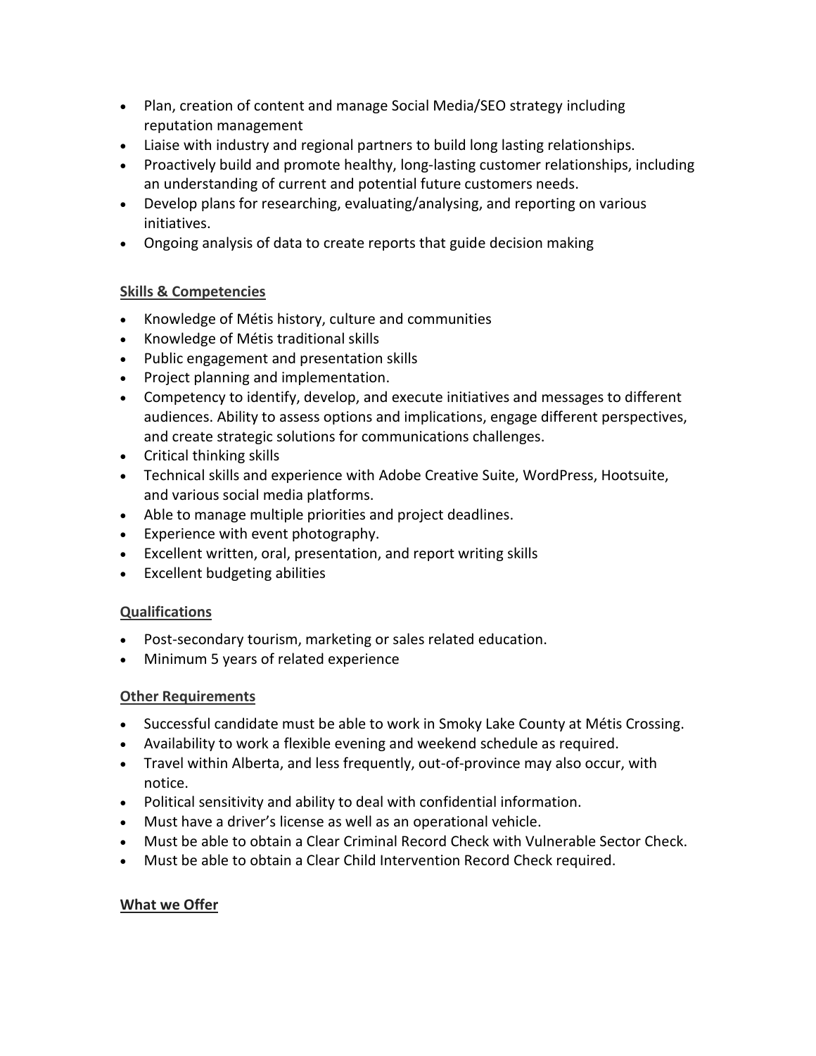- Plan, creation of content and manage Social Media/SEO strategy including reputation management
- Liaise with industry and regional partners to build long lasting relationships.
- Proactively build and promote healthy, long-lasting customer relationships, including an understanding of current and potential future customers needs.
- Develop plans for researching, evaluating/analysing, and reporting on various initiatives.
- Ongoing analysis of data to create reports that guide decision making

**Skills & Competencies**

- Knowledge of Métis history, culture and communities
- Knowledge of Métis traditional skills
- Public engagement and presentation skills
- Project planning and implementation.
- Competency to identify, develop, and execute initiatives and messages to different audiences. Ability to assess options and implications, engage different perspectives, and create strategic solutions for communications challenges.
- Critical thinking skills
- Technical skills and experience with Adobe Creative Suite, WordPress, Hootsuite, and various social media platforms.
- Able to manage multiple priorities and project deadlines.
- Experience with event photography.
- Excellent written, oral, presentation, and report writing skills
- Excellent budgeting abilities

**Qualifications**

- Post-secondary tourism, marketing or sales related education.
- Minimum 5 years of related experience

**Other Requirements**

- Successful candidate must be able to work in Smoky Lake County at Métis Crossing.
- Availability to work a flexible evening and weekend schedule as required.
- Travel within Alberta, and less frequently, out-of-province may also occur, with notice.
- Political sensitivity and ability to deal with confidential information.
- Must have a driver's license as well as an operational vehicle.
- Must be able to obtain a Clear Criminal Record Check with Vulnerable Sector Check.
- Must be able to obtain a Clear Child Intervention Record Check required.

**What we Offer**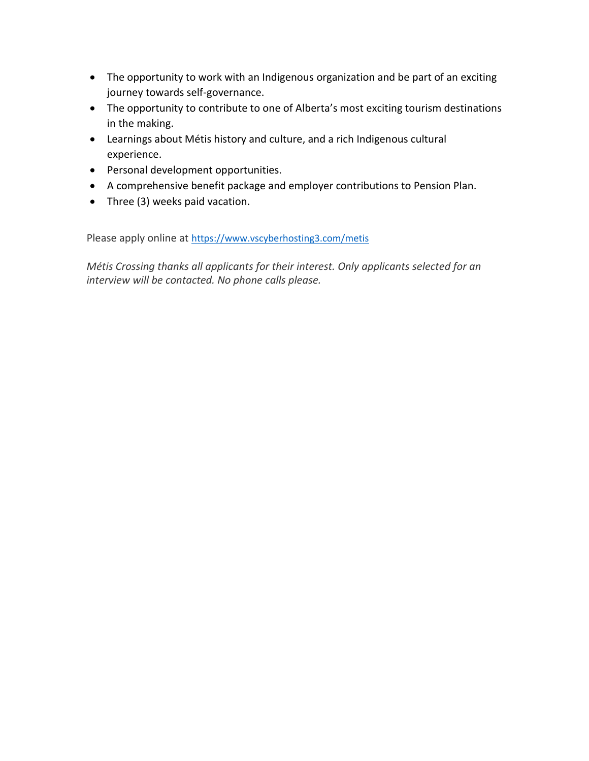- The opportunity to work with an Indigenous organization and be part of an exciting journey towards self-governance.
- The opportunity to contribute to one of Alberta's most exciting tourism destinations in the making.
- Learnings about Métis history and culture, and a rich Indigenous cultural experience.
- Personal development opportunities.
- A comprehensive benefit package and employer contributions to Pension Plan.
- Three (3) weeks paid vacation.

Please apply online at https://www.vscyberhosting3.com/metis

*Métis Crossing thanks all applicants for their interest. Only applicants selected for an interview will be contacted. No phone calls please.*